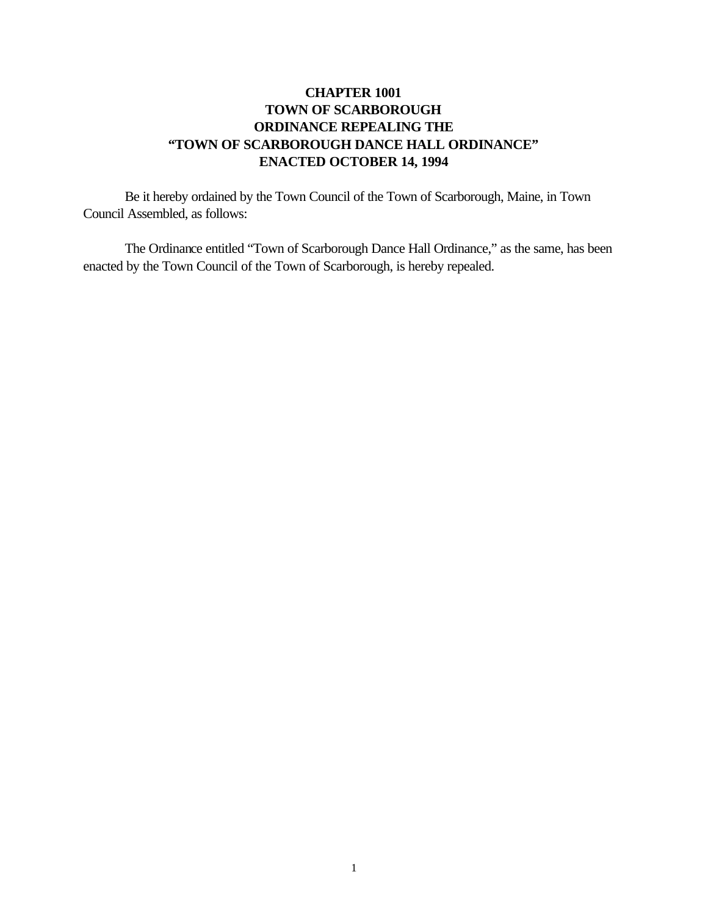# CHAPTER 1001
# TOWN OF SCARBOROUGH
# ORDINANCE REPEALING THE
# "TOWN OF SCARBOROUGH DANCE HALL ORDINANCE"
# ENACTED OCTOBER 14, 1994

Be it hereby ordained by the Town Council of the Town of Scarborough, Maine, in Town Council Assembled, as follows:

The Ordinance entitled "Town of Scarborough Dance Hall Ordinance," as the same, has been enacted by the Town Council of the Town of Scarborough, is hereby repealed.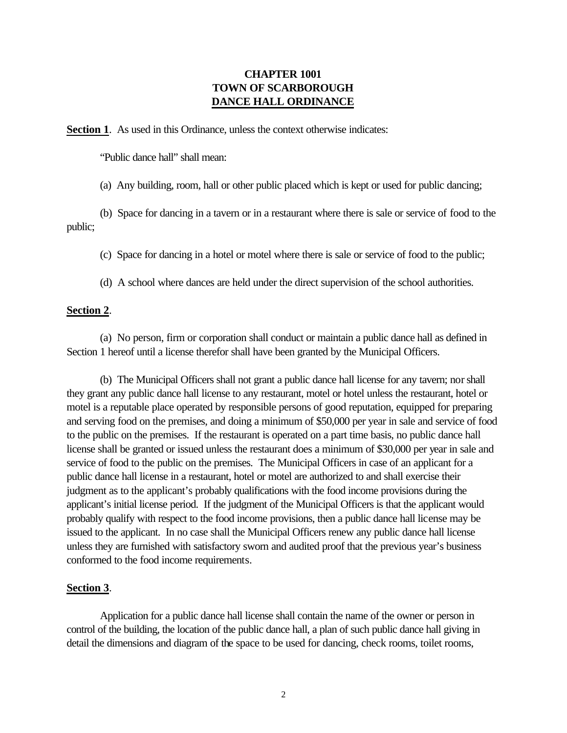# CHAPTER 1001
# TOWN OF SCARBOROUGH
# DANCE HALL ORDINANCE

**Section 1**. As used in this Ordinance, unless the context otherwise indicates:

"Public dance hall" shall mean:

(a) Any building, room, hall or other public placed which is kept or used for public dancing;

(b) Space for dancing in a tavern or in a restaurant where there is sale or service of food to the public;

(c) Space for dancing in a hotel or motel where there is sale or service of food to the public;

(d) A school where dances are held under the direct supervision of the school authorities.

**Section 2**.

(a) No person, firm or corporation shall conduct or maintain a public dance hall as defined in Section 1 hereof until a license therefor shall have been granted by the Municipal Officers.

(b) The Municipal Officers shall not grant a public dance hall license for any tavern; nor shall they grant any public dance hall license to any restaurant, motel or hotel unless the restaurant, hotel or motel is a reputable place operated by responsible persons of good reputation, equipped for preparing and serving food on the premises, and doing a minimum of $50,000 per year in sale and service of food to the public on the premises. If the restaurant is operated on a part time basis, no public dance hall license shall be granted or issued unless the restaurant does a minimum of $30,000 per year in sale and service of food to the public on the premises. The Municipal Officers in case of an applicant for a public dance hall license in a restaurant, hotel or motel are authorized to and shall exercise their judgment as to the applicant's probably qualifications with the food income provisions during the applicant's initial license period. If the judgment of the Municipal Officers is that the applicant would probably qualify with respect to the food income provisions, then a public dance hall license may be issued to the applicant. In no case shall the Municipal Officers renew any public dance hall license unless they are furnished with satisfactory sworn and audited proof that the previous year's business conformed to the food income requirements.

**Section 3**.

Application for a public dance hall license shall contain the name of the owner or person in control of the building, the location of the public dance hall, a plan of such public dance hall giving in detail the dimensions and diagram of the space to be used for dancing, check rooms, toilet rooms,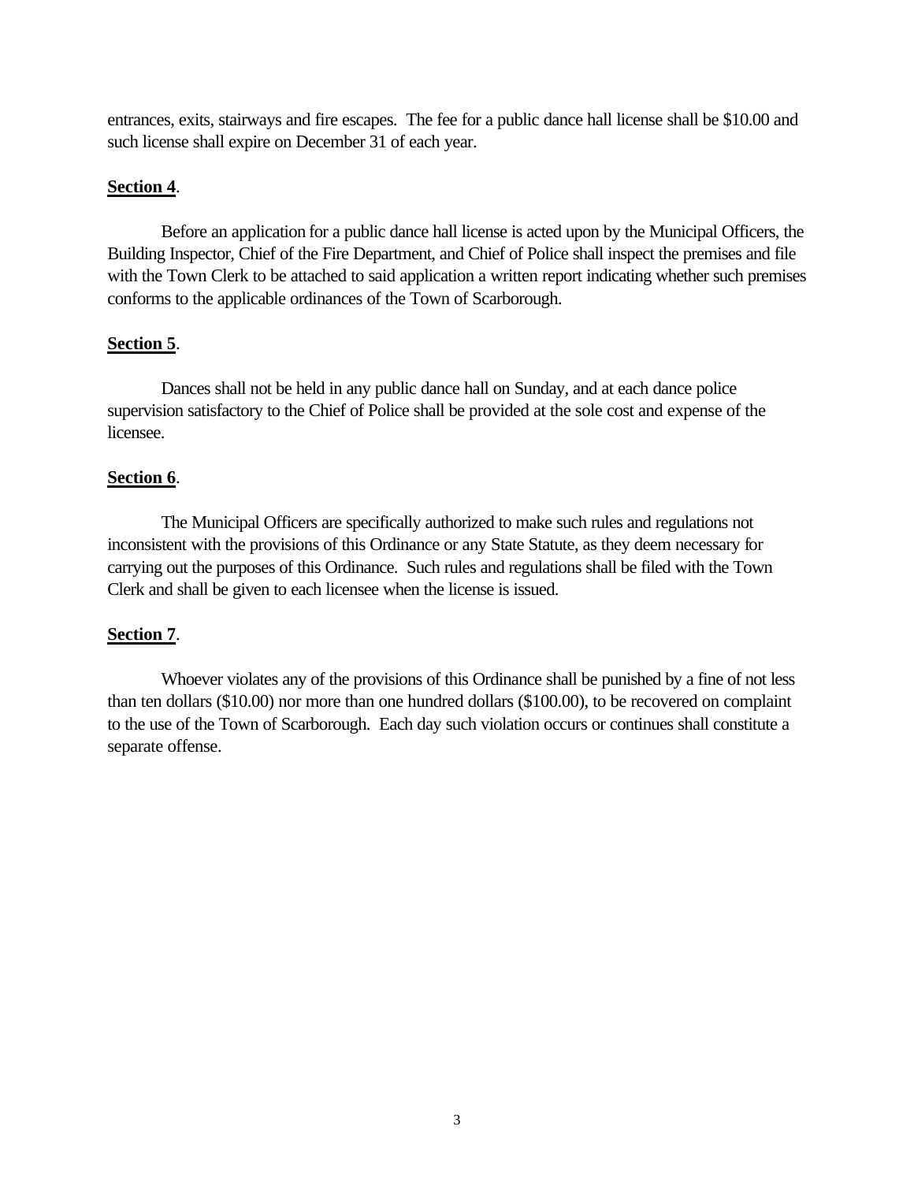entrances, exits, stairways and fire escapes. The fee for a public dance hall license shall be $10.00 and such license shall expire on December 31 of each year.

**Section 4**.

Before an application for a public dance hall license is acted upon by the Municipal Officers, the Building Inspector, Chief of the Fire Department, and Chief of Police shall inspect the premises and file with the Town Clerk to be attached to said application a written report indicating whether such premises conforms to the applicable ordinances of the Town of Scarborough.

**Section 5**.

Dances shall not be held in any public dance hall on Sunday, and at each dance police supervision satisfactory to the Chief of Police shall be provided at the sole cost and expense of the licensee.

**Section 6**.

The Municipal Officers are specifically authorized to make such rules and regulations not inconsistent with the provisions of this Ordinance or any State Statute, as they deem necessary for carrying out the purposes of this Ordinance. Such rules and regulations shall be filed with the Town Clerk and shall be given to each licensee when the license is issued.

**Section 7**.

Whoever violates any of the provisions of this Ordinance shall be punished by a fine of not less than ten dollars ($10.00) nor more than one hundred dollars ($100.00), to be recovered on complaint to the use of the Town of Scarborough. Each day such violation occurs or continues shall constitute a separate offense.